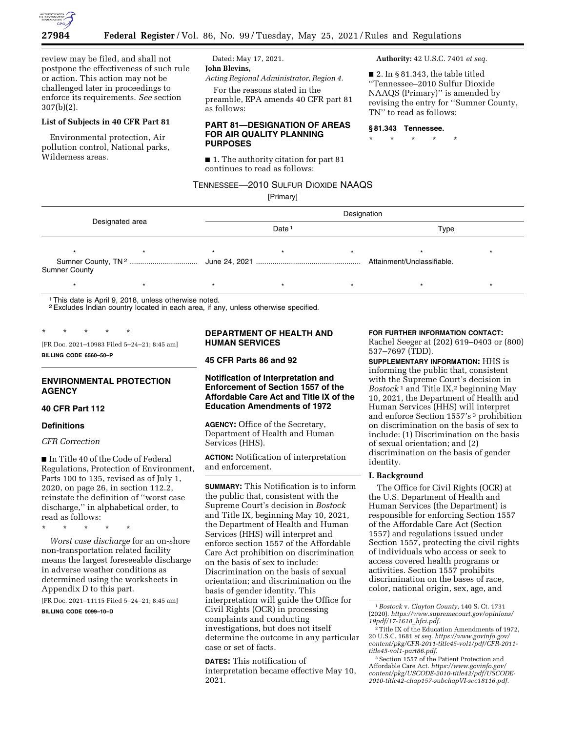review may be filed, and shall not postpone the effectiveness of such rule or action. This action may not be challenged later in proceedings to enforce its requirements. *See* section 307(b)(2).

**List of Subjects in 40 CFR Part 81**

Environmental protection, Air pollution control, National parks, Wilderness areas.

Dated: May 17, 2021.

**John Blevins,**

*Acting Regional Administrator, Region 4.*

For the reasons stated in the preamble, EPA amends 40 CFR part 81 as follows:

## PART 81—DESIGNATION OF AREAS FOR AIR QUALITY PLANNING PURPOSES

■ 1. The authority citation for part 81 continues to read as follows:

**Authority:** 42 U.S.C. 7401 *et seq.*

■ 2. In § 81.343, the table titled ''Tennessee–2010 Sulfur Dioxide NAAQS (Primary)'' is amended by revising the entry for ''Sumner County, TN'' to read as follows:

**§ 81.343 Tennessee.**

\* \* \* \* \*

TENNESSEE—2010 SULFUR DIOXIDE NAAQS

[Primary]

| Designated area | Designation | |
|---|---|---|
| | Date [1] | Type |
| \* \* | \* \* | \* \* |
| Sumner County, TN [2] ................................ Sumner County | June 24, 2021 .................................................. | Attainment/Unclassifiable. |
| \* \* | \* \* | \* \* |

[1] This date is April 9, 2018, unless otherwise noted.
[2] Excludes Indian country located in each area, if any, unless otherwise specified.

\* \* \* \* \*

[FR Doc. 2021–10983 Filed 5–24–21; 8:45 am]

**BILLING CODE 6560–50–P**

## ENVIRONMENTAL PROTECTION AGENCY

### 40 CFR Part 112

### Definitions

*CFR Correction*

■ In Title 40 of the Code of Federal Regulations, Protection of Environment, Parts 100 to 135, revised as of July 1, 2020, on page 26, in section 112.2, reinstate the definition of ''worst case discharge,'' in alphabetical order, to read as follows:

\* \* \* \* \*

*Worst case discharge* for an on-shore non-transportation related facility means the largest foreseeable discharge in adverse weather conditions as determined using the worksheets in Appendix D to this part.

[FR Doc. 2021–11115 Filed 5–24–21; 8:45 am]

**BILLING CODE 0099–10–D**

## DEPARTMENT OF HEALTH AND HUMAN SERVICES

### 45 CFR Parts 86 and 92

### Notification of Interpretation and Enforcement of Section 1557 of the Affordable Care Act and Title IX of the Education Amendments of 1972

**AGENCY:** Office of the Secretary, Department of Health and Human Services (HHS).

**ACTION:** Notification of interpretation and enforcement.

**SUMMARY:** This Notification is to inform the public that, consistent with the Supreme Court's decision in *Bostock* and Title IX, beginning May 10, 2021, the Department of Health and Human Services (HHS) will interpret and enforce section 1557 of the Affordable Care Act prohibition on discrimination on the basis of sex to include: Discrimination on the basis of sexual orientation; and discrimination on the basis of gender identity. This interpretation will guide the Office for Civil Rights (OCR) in processing complaints and conducting investigations, but does not itself determine the outcome in any particular case or set of facts.

**DATES:** This notification of interpretation became effective May 10, 2021.

**FOR FURTHER INFORMATION CONTACT:** Rachel Seeger at (202) 619–0403 or (800) 537–7697 (TDD).

**SUPPLEMENTARY INFORMATION:** HHS is informing the public that, consistent with the Supreme Court's decision in *Bostock* [1] and Title IX,[2] beginning May 10, 2021, the Department of Health and Human Services (HHS) will interpret and enforce Section 1557's [3] prohibition on discrimination on the basis of sex to include: (1) Discrimination on the basis of sexual orientation; and (2) discrimination on the basis of gender identity.

**I. Background**

The Office for Civil Rights (OCR) at the U.S. Department of Health and Human Services (the Department) is responsible for enforcing Section 1557 of the Affordable Care Act (Section 1557) and regulations issued under Section 1557, protecting the civil rights of individuals who access or seek to access covered health programs or activities. Section 1557 prohibits discrimination on the bases of race, color, national origin, sex, age, and

[1] *Bostock* v. *Clayton County,* 140 S. Ct. 1731 (2020). *https://www.supremecourt.gov/opinions/19pdf/17-1618_hfci.pdf.*

[2] Title IX of the Education Amendments of 1972, 20 U.S.C. 1681 *et seq. https://www.govinfo.gov/content/pkg/CFR-2011-title45-vol1/pdf/CFR-2011-title45-vol1-part86.pdf.*

[3] Section 1557 of the Patient Protection and Affordable Care Act. *https://www.govinfo.gov/content/pkg/USCODE-2010-title42/pdf/USCODE-2010-title42-chap157-subchapVI-sec18116.pdf.*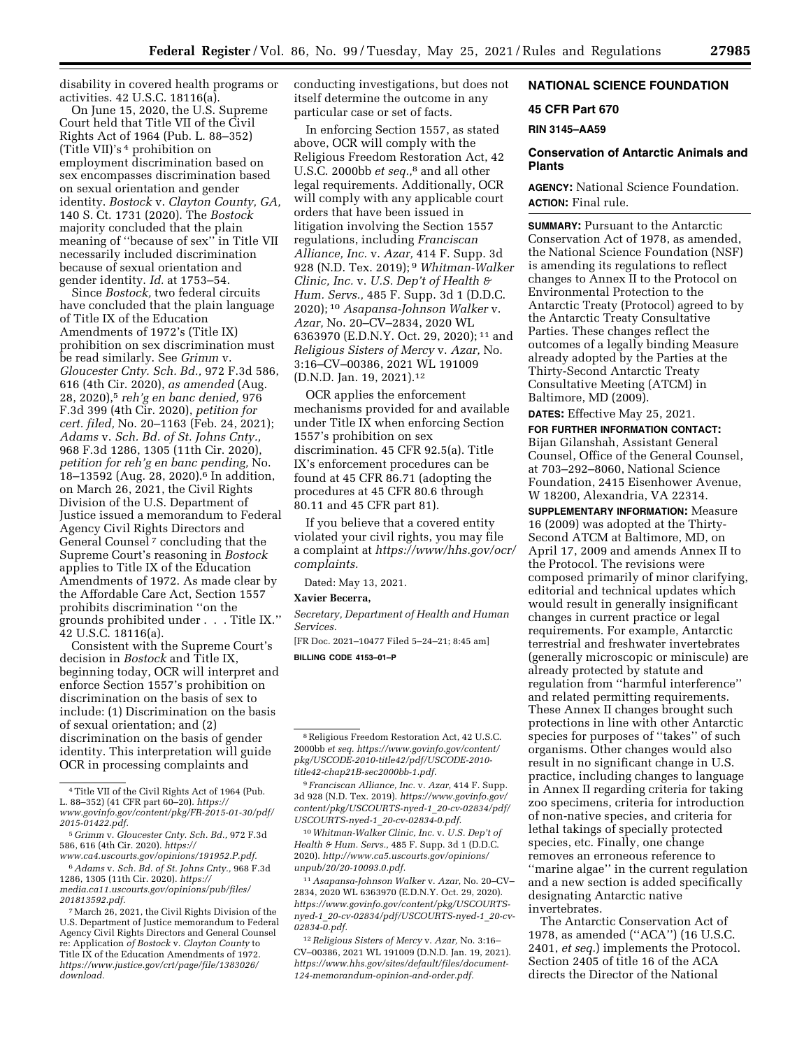disability in covered health programs or activities. 42 U.S.C. 18116(a).

On June 15, 2020, the U.S. Supreme Court held that Title VII of the Civil Rights Act of 1964 (Pub. L. 88–352) (Title VII)'s [4] prohibition on employment discrimination based on sex encompasses discrimination based on sexual orientation and gender identity. *Bostock* v. *Clayton County, GA,* 140 S. Ct. 1731 (2020). The *Bostock* majority concluded that the plain meaning of ''because of sex'' in Title VII necessarily included discrimination because of sexual orientation and gender identity. *Id.* at 1753–54.

Since *Bostock,* two federal circuits have concluded that the plain language of Title IX of the Education Amendments of 1972's (Title IX) prohibition on sex discrimination must be read similarly. See *Grimm* v. *Gloucester Cnty. Sch. Bd.,* 972 F.3d 586, 616 (4th Cir. 2020), *as amended* (Aug. 28, 2020),[5] *reh'g en banc denied,* 976 F.3d 399 (4th Cir. 2020), *petition for cert. filed,* No. 20–1163 (Feb. 24, 2021); *Adams* v. *Sch. Bd. of St. Johns Cnty.,* 968 F.3d 1286, 1305 (11th Cir. 2020), *petition for reh'g en banc pending,* No. 18–13592 (Aug. 28, 2020).[6] In addition, on March 26, 2021, the Civil Rights Division of the U.S. Department of Justice issued a memorandum to Federal Agency Civil Rights Directors and General Counsel [7] concluding that the Supreme Court's reasoning in *Bostock* applies to Title IX of the Education Amendments of 1972. As made clear by the Affordable Care Act, Section 1557 prohibits discrimination ''on the grounds prohibited under . . . Title IX.'' 42 U.S.C. 18116(a).

Consistent with the Supreme Court's decision in *Bostock* and Title IX, beginning today, OCR will interpret and enforce Section 1557's prohibition on discrimination on the basis of sex to include: (1) Discrimination on the basis of sexual orientation; and (2) discrimination on the basis of gender identity. This interpretation will guide OCR in processing complaints and conducting investigations, but does not itself determine the outcome in any particular case or set of facts.

In enforcing Section 1557, as stated above, OCR will comply with the Religious Freedom Restoration Act, 42 U.S.C. 2000bb *et seq.,*[8] and all other legal requirements. Additionally, OCR will comply with any applicable court orders that have been issued in litigation involving the Section 1557 regulations, including *Franciscan Alliance, Inc.* v. *Azar,* 414 F. Supp. 3d 928 (N.D. Tex. 2019); [9] *Whitman-Walker Clinic, Inc.* v. *U.S. Dep't of Health & Hum. Servs.,* 485 F. Supp. 3d 1 (D.D.C. 2020); [10] *Asapansa-Johnson Walker* v. *Azar,* No. 20–CV–2834, 2020 WL 6363970 (E.D.N.Y. Oct. 29, 2020); [11] and *Religious Sisters of Mercy* v. *Azar,* No. 3:16–CV–00386, 2021 WL 191009 (D.N.D. Jan. 19, 2021).[12]

OCR applies the enforcement mechanisms provided for and available under Title IX when enforcing Section 1557's prohibition on sex discrimination. 45 CFR 92.5(a). Title IX's enforcement procedures can be found at 45 CFR 86.71 (adopting the procedures at 45 CFR 80.6 through 80.11 and 45 CFR part 81).

If you believe that a covered entity violated your civil rights, you may file a complaint at *https://www/hhs.gov/ocr/complaints.*

Dated: May 13, 2021.

**Xavier Becerra,**

*Secretary, Department of Health and Human Services.*

[FR Doc. 2021–10477 Filed 5–24–21; 8:45 am]

**BILLING CODE 4153–01–P**

[4] Title VII of the Civil Rights Act of 1964 (Pub. L. 88–352) (41 CFR part 60–20). *https://www.govinfo.gov/content/pkg/FR-2015-01-30/pdf/2015-01422.pdf.*

[5] *Grimm* v. *Gloucester Cnty. Sch. Bd.,* 972 F.3d 586, 616 (4th Cir. 2020). *https://www.ca4.uscourts.gov/opinions/191952.P.pdf.*

[6] *Adams* v. *Sch. Bd. of St. Johns Cnty.,* 968 F.3d 1286, 1305 (11th Cir. 2020). *https://media.ca11.uscourts.gov/opinions/pub/files/201813592.pdf.*

[7] March 26, 2021, the Civil Rights Division of the U.S. Department of Justice memorandum to Federal Agency Civil Rights Directors and General Counsel re: Application *of Bostock* v. *Clayton County* to Title IX of the Education Amendments of 1972. *https://www.justice.gov/crt/page/file/1383026/download.*

[8] Religious Freedom Restoration Act, 42 U.S.C. 2000bb *et seq. https://www.govinfo.gov/content/pkg/USCODE-2010-title42/pdf/USCODE-2010-title42-chap21B-sec2000bb-1.pdf.*

[9] *Franciscan Alliance, Inc.* v. *Azar,* 414 F. Supp. 3d 928 (N.D. Tex. 2019). *https://www.govinfo.gov/content/pkg/USCOURTS-nyed-1_20-cv-02834/pdf/USCOURTS-nyed-1_20-cv-02834-0.pdf.*

[10] *Whitman-Walker Clinic, Inc.* v. *U.S. Dep't of Health & Hum. Servs.,* 485 F. Supp. 3d 1 (D.D.C. 2020). *http://www.ca5.uscourts.gov/opinions/unpub/20/20-10093.0.pdf.*

[11] *Asapansa-Johnson Walker* v. *Azar,* No. 20–CV–2834, 2020 WL 6363970 (E.D.N.Y. Oct. 29, 2020). *https://www.govinfo.gov/content/pkg/USCOURTS-nyed-1_20-cv-02834/pdf/USCOURTS-nyed-1_20-cv-02834-0.pdf.*

[12] *Religious Sisters of Mercy* v. *Azar,* No. 3:16–CV–00386, 2021 WL 191009 (D.N.D. Jan. 19, 2021). *https://www.hhs.gov/sites/default/files/document-124-memorandum-opinion-and-order.pdf.*

## NATIONAL SCIENCE FOUNDATION

### 45 CFR Part 670

**RIN 3145–AA59**

### Conservation of Antarctic Animals and Plants

**AGENCY:** National Science Foundation.

**ACTION:** Final rule.

**SUMMARY:** Pursuant to the Antarctic Conservation Act of 1978, as amended, the National Science Foundation (NSF) is amending its regulations to reflect changes to Annex II to the Protocol on Environmental Protection to the Antarctic Treaty (Protocol) agreed to by the Antarctic Treaty Consultative Parties. These changes reflect the outcomes of a legally binding Measure already adopted by the Parties at the Thirty-Second Antarctic Treaty Consultative Meeting (ATCM) in Baltimore, MD (2009).

**DATES:** Effective May 25, 2021.

**FOR FURTHER INFORMATION CONTACT:** Bijan Gilanshah, Assistant General Counsel, Office of the General Counsel, at 703–292–8060, National Science Foundation, 2415 Eisenhower Avenue, W 18200, Alexandria, VA 22314.

**SUPPLEMENTARY INFORMATION:** Measure 16 (2009) was adopted at the Thirty-Second ATCM at Baltimore, MD, on April 17, 2009 and amends Annex II to the Protocol. The revisions were composed primarily of minor clarifying, editorial and technical updates which would result in generally insignificant changes in current practice or legal requirements. For example, Antarctic terrestrial and freshwater invertebrates (generally microscopic or miniscule) are already protected by statute and regulation from ''harmful interference'' and related permitting requirements. These Annex II changes brought such protections in line with other Antarctic species for purposes of ''takes'' of such organisms. Other changes would also result in no significant change in U.S. practice, including changes to language in Annex II regarding criteria for taking zoo specimens, criteria for introduction of non-native species, and criteria for lethal takings of specially protected species, etc. Finally, one change removes an erroneous reference to ''marine algae'' in the current regulation and a new section is added specifically designating Antarctic native invertebrates.

The Antarctic Conservation Act of 1978, as amended (''ACA'') (16 U.S.C. 2401, *et seq.*) implements the Protocol. Section 2405 of title 16 of the ACA directs the Director of the National